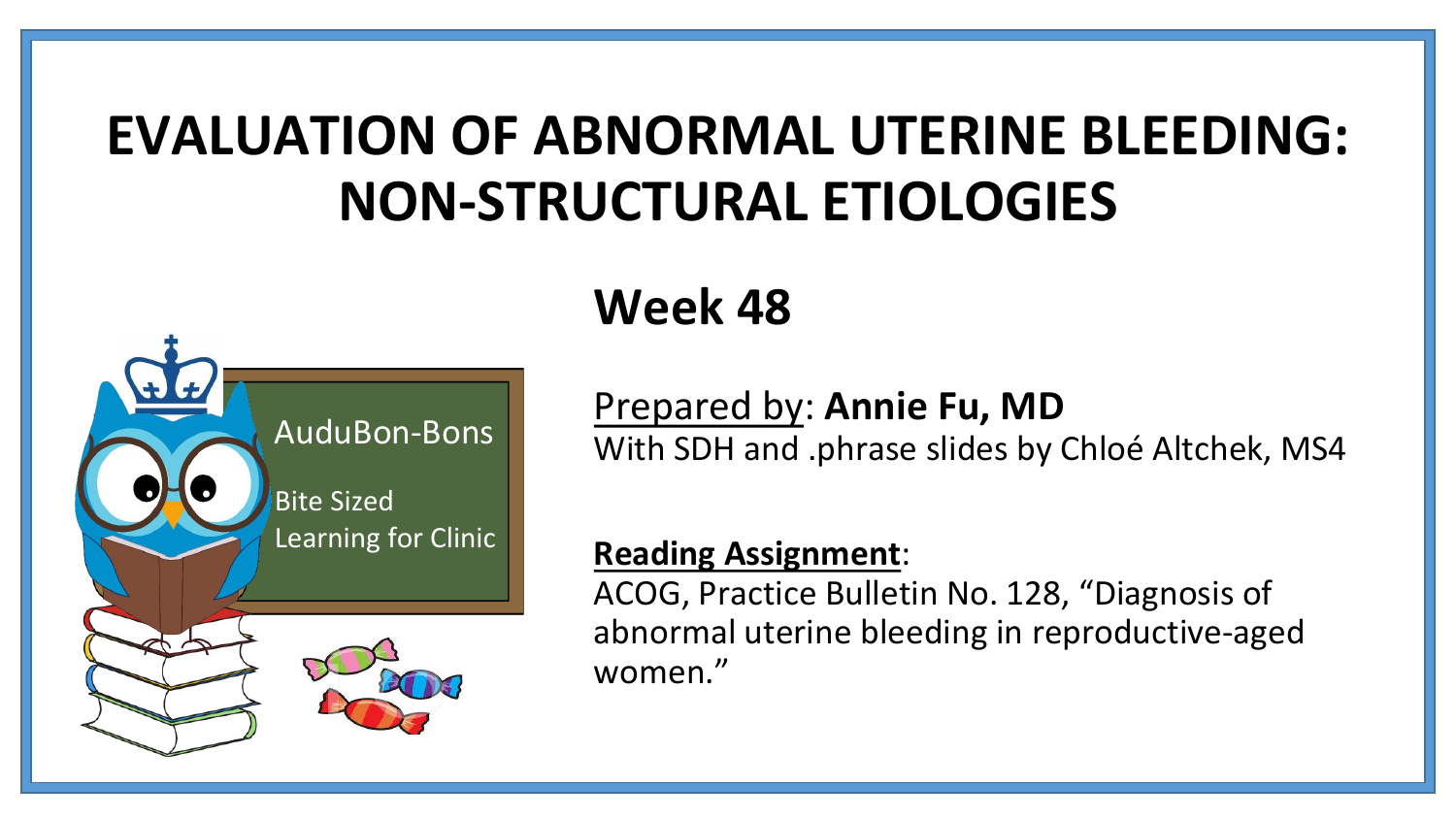# EVALUATION OF ABNORMAL UTERINE BLEEDING: NON-STRUCTURAL ETIOLOGIES

AuduBon-Bons

Bite Sized Learning for Clinic

## Week 48

Prepared by: **Annie Fu, MD**
With SDH and .phrase slides by Chloé Altchek, MS4

**Reading Assignment**:
ACOG, Practice Bulletin No. 128, "Diagnosis of abnormal uterine bleeding in reproductive-aged women."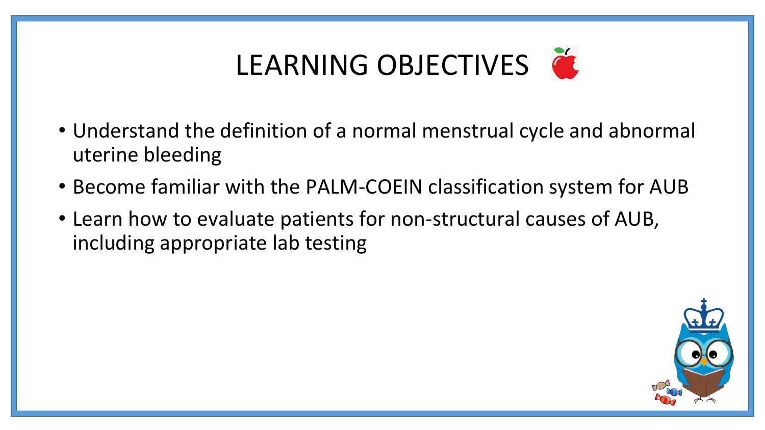# LEARNING OBJECTIVES

- Understand the definition of a normal menstrual cycle and abnormal uterine bleeding
- Become familiar with the PALM-COEIN classification system for AUB
- Learn how to evaluate patients for non-structural causes of AUB, including appropriate lab testing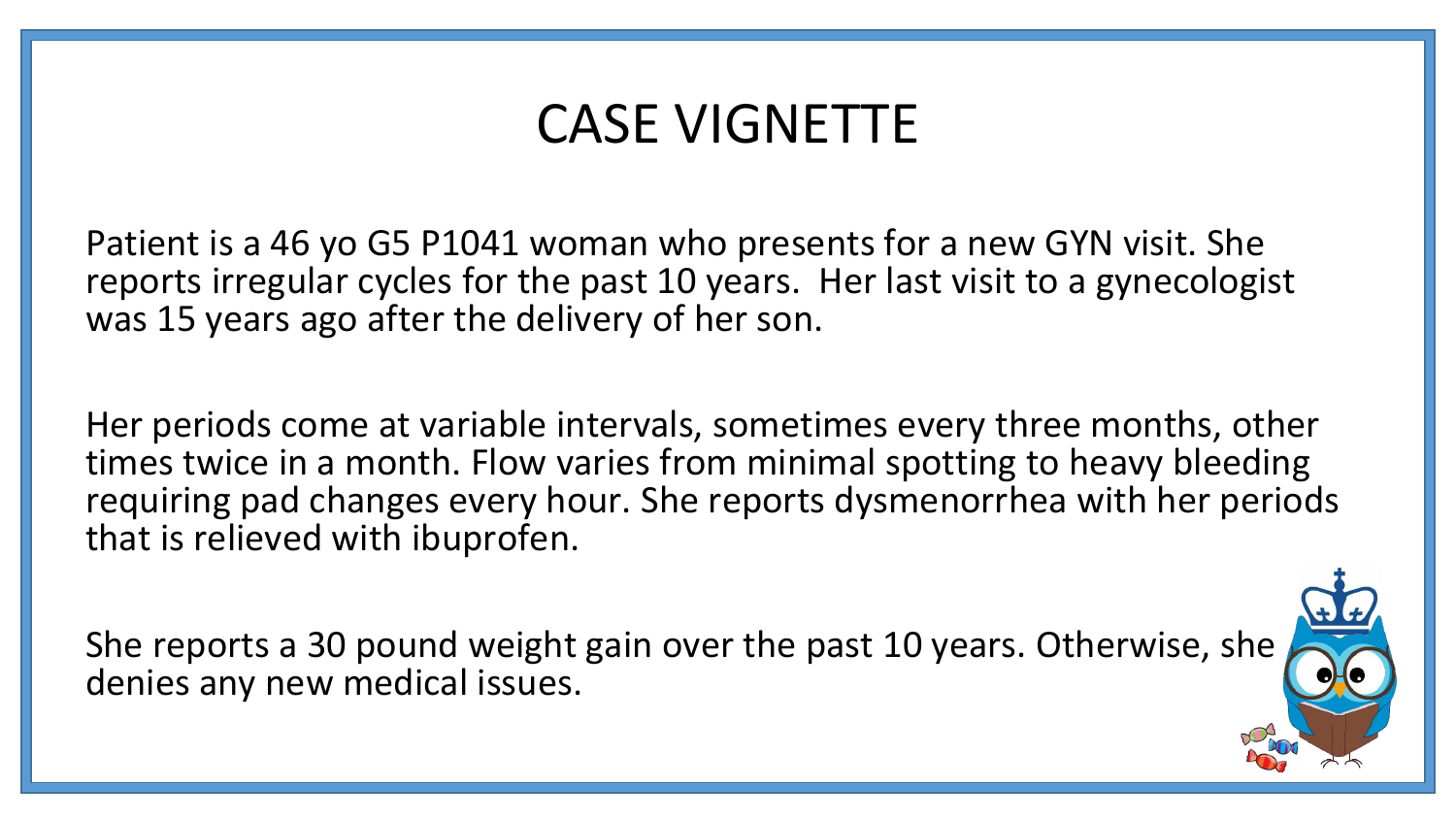# CASE VIGNETTE

Patient is a 46 yo G5 P1041 woman who presents for a new GYN visit. She reports irregular cycles for the past 10 years. Her last visit to a gynecologist was 15 years ago after the delivery of her son.

Her periods come at variable intervals, sometimes every three months, other times twice in a month. Flow varies from minimal spotting to heavy bleeding requiring pad changes every hour. She reports dysmenorrhea with her periods that is relieved with ibuprofen.

She reports a 30 pound weight gain over the past 10 years. Otherwise, she denies any new medical issues.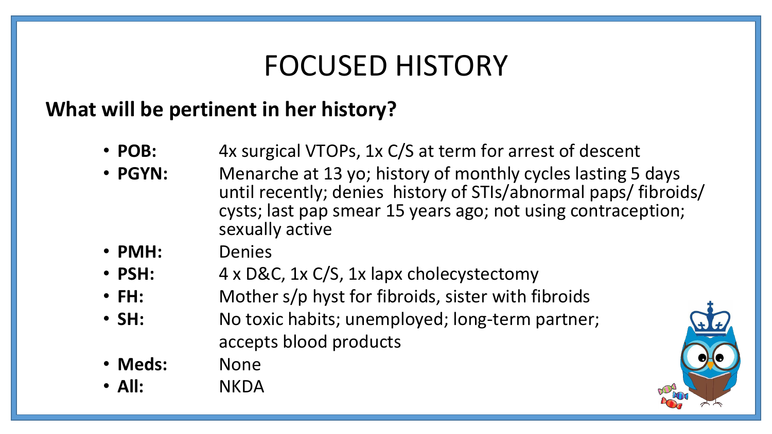# FOCUSED HISTORY

**What will be pertinent in her history?**

- **POB:** 4x surgical VTOPs, 1x C/S at term for arrest of descent
- **PGYN:** Menarche at 13 yo; history of monthly cycles lasting 5 days until recently; denies history of STIs/abnormal paps/ fibroids/ cysts; last pap smear 15 years ago; not using contraception; sexually active
- **PMH:** Denies
- **PSH:** 4 x D&C, 1x C/S, 1x lapx cholecystectomy
- **FH:** Mother s/p hyst for fibroids, sister with fibroids
- **SH:** No toxic habits; unemployed; long-term partner; accepts blood products
- **Meds:** None
- **All:** NKDA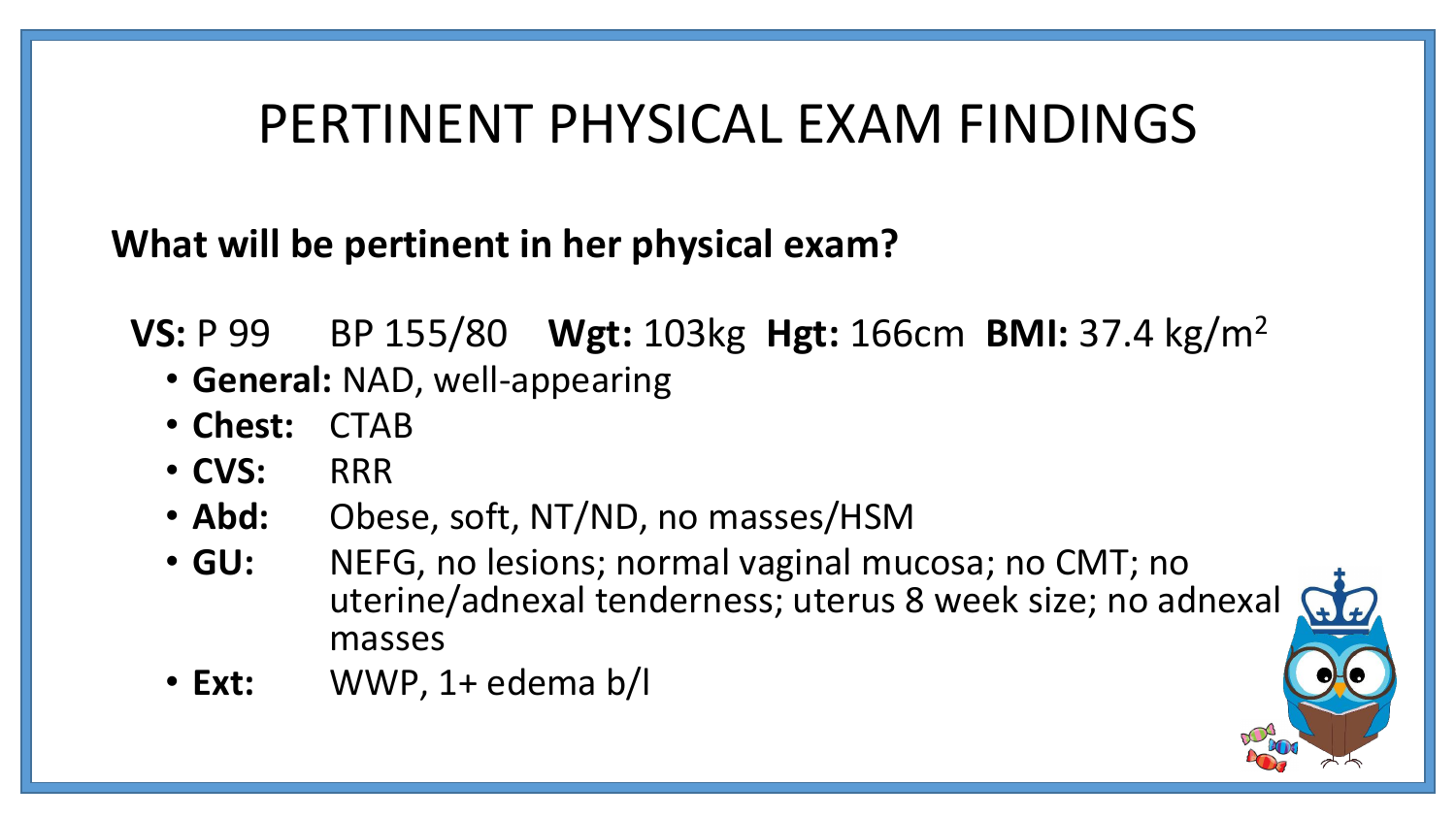# PERTINENT PHYSICAL EXAM FINDINGS

**What will be pertinent in her physical exam?**

**VS:** P 99 BP 155/80 **Wgt:** 103kg **Hgt:** 166cm **BMI:** 37.4 kg/$m^2$

- **General:** NAD, well-appearing
- **Chest:** CTAB
- **CVS:** RRR
- **Abd:** Obese, soft, NT/ND, no masses/HSM
- **GU:** NEFG, no lesions; normal vaginal mucosa; no CMT; no uterine/adnexal tenderness; uterus 8 week size; no adnexal masses
- **Ext:** WWP, 1+ edema b/l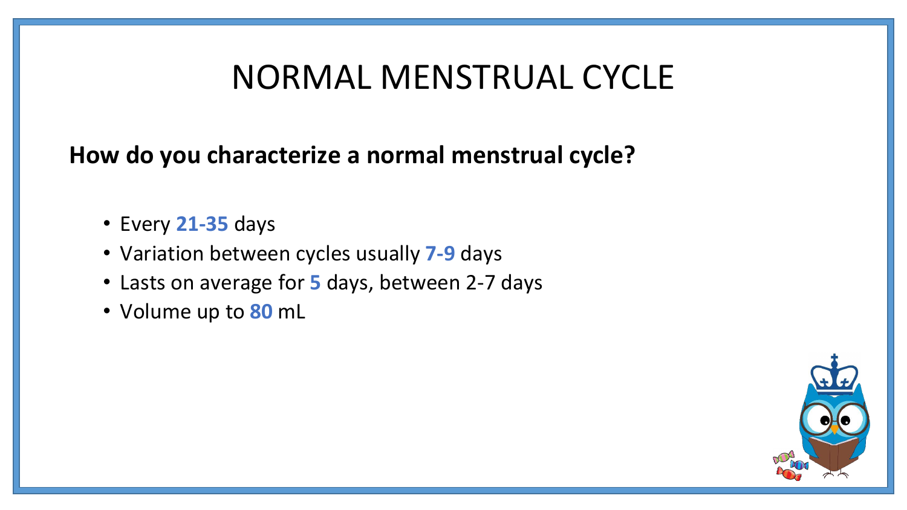# NORMAL MENSTRUAL CYCLE

**How do you characterize a normal menstrual cycle?**

- Every **21-35** days
- Variation between cycles usually **7-9** days
- Lasts on average for **5** days, between 2-7 days
- Volume up to **80** mL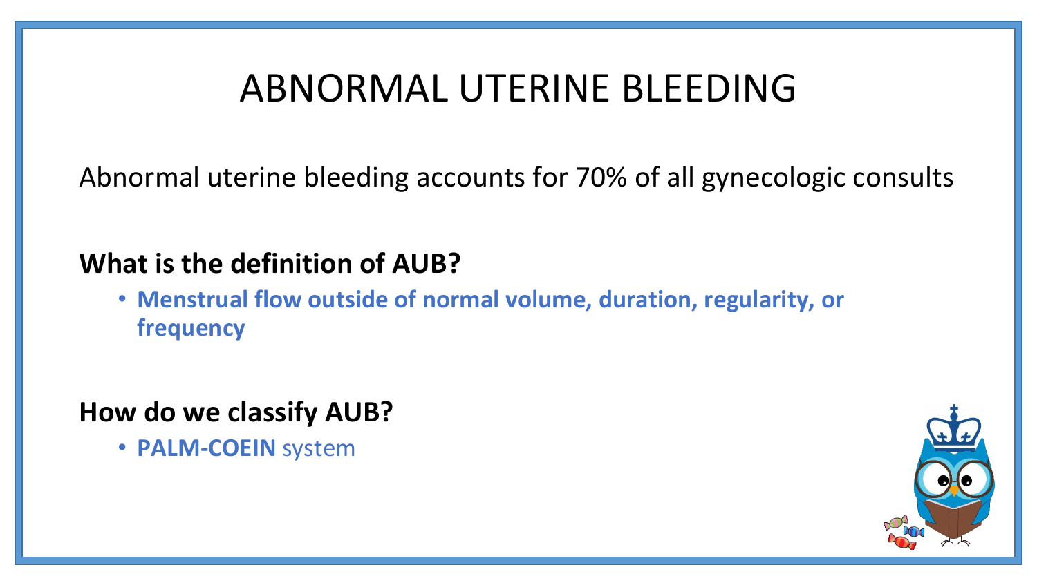# ABNORMAL UTERINE BLEEDING

Abnormal uterine bleeding accounts for 70% of all gynecologic consults

**What is the definition of AUB?**

- **Menstrual flow outside of normal volume, duration, regularity, or frequency**

**How do we classify AUB?**

- **PALM-COEIN** system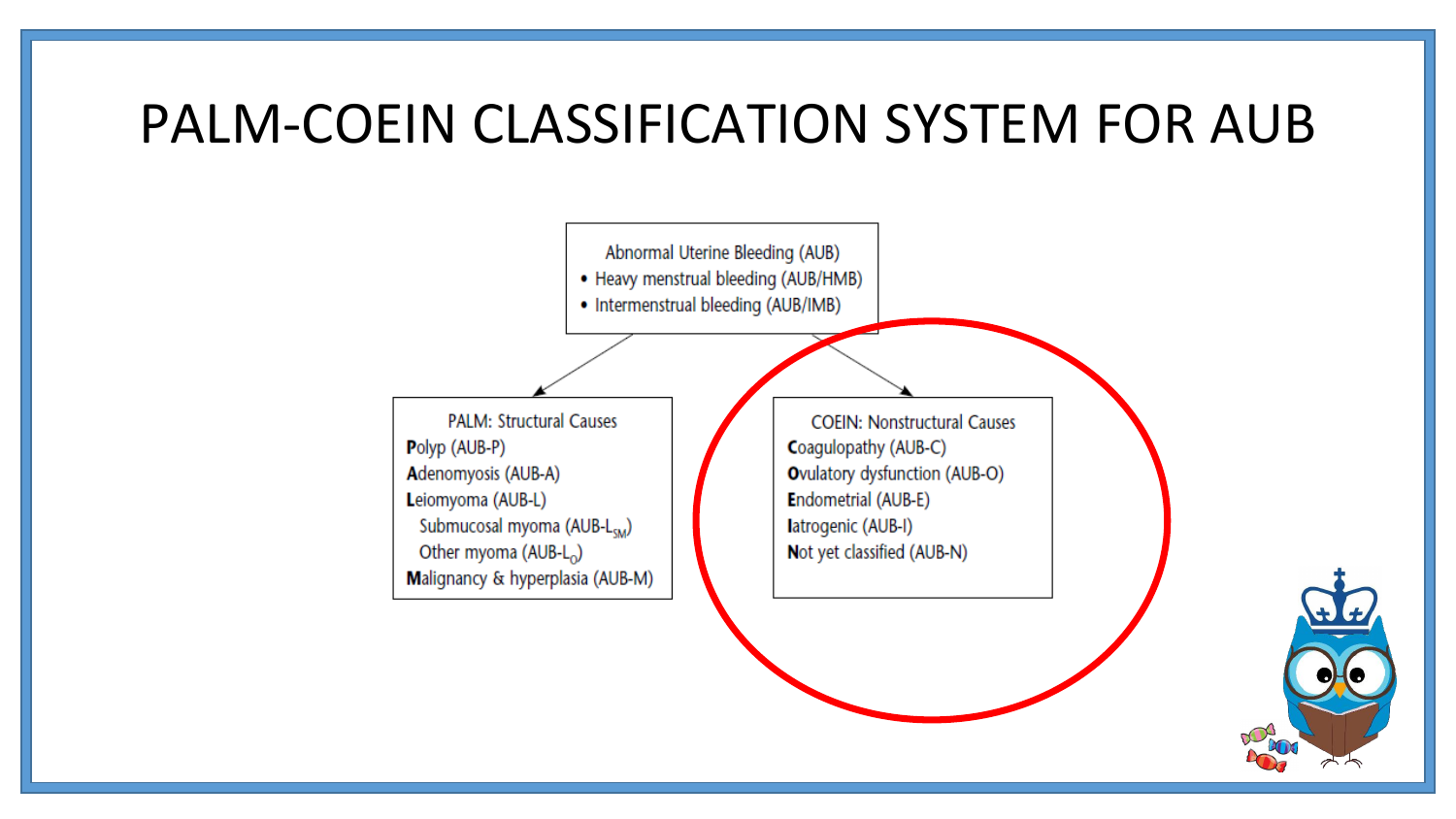# PALM-COEIN CLASSIFICATION SYSTEM FOR AUB

Abnormal Uterine Bleeding (AUB)

- Heavy menstrual bleeding (AUB/HMB)
- Intermenstrual bleeding (AUB/IMB)

PALM: Structural Causes

**P**olyp (AUB-P)
**A**denomyosis (AUB-A)
**L**eiomyoma (AUB-L)
Submucosal myoma (AUB-$L_{SM}$)
Other myoma (AUB-$L_{O}$)
**M**alignancy & hyperplasia (AUB-M)

COEIN: Nonstructural Causes

**C**oagulopathy (AUB-C)
**O**vulatory dysfunction (AUB-O)
**E**ndometrial (AUB-E)
**I**atrogenic (AUB-I)
**N**ot yet classified (AUB-N)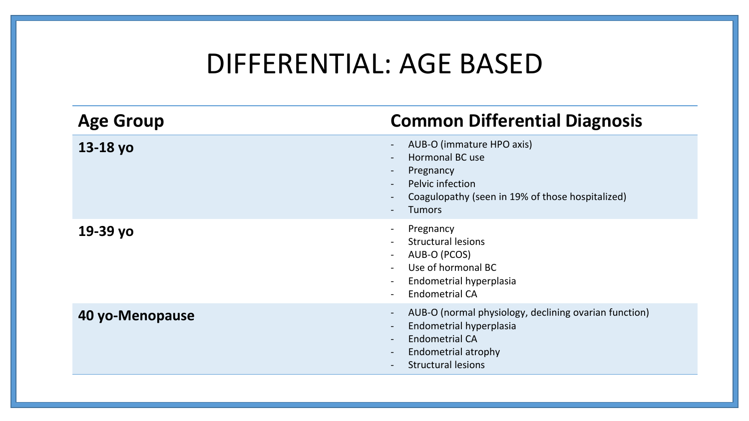# DIFFERENTIAL: AGE BASED

| Age Group | Common Differential Diagnosis |
|---|---|
| **13-18 yo** | - AUB-O (immature HPO axis)<br>- Hormonal BC use<br>- Pregnancy<br>- Pelvic infection<br>- Coagulopathy (seen in 19% of those hospitalized)<br>- Tumors |
| **19-39 yo** | - Pregnancy<br>- Structural lesions<br>- AUB-O (PCOS)<br>- Use of hormonal BC<br>- Endometrial hyperplasia<br>- Endometrial CA |
| **40 yo-Menopause** | - AUB-O (normal physiology, declining ovarian function)<br>- Endometrial hyperplasia<br>- Endometrial CA<br>- Endometrial atrophy<br>- Structural lesions |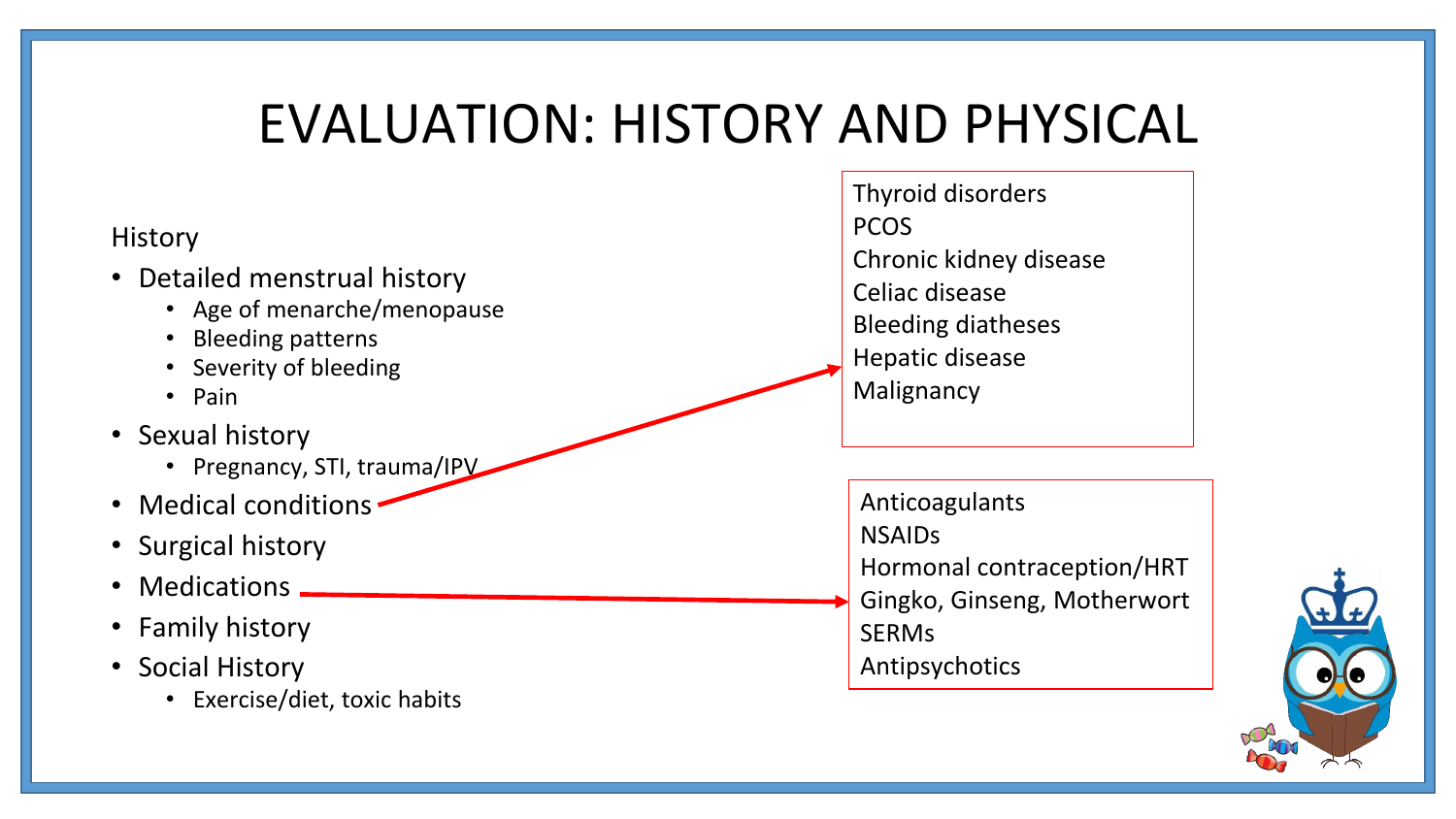# EVALUATION: HISTORY AND PHYSICAL

History

- Detailed menstrual history
  - Age of menarche/menopause
  - Bleeding patterns
  - Severity of bleeding
  - Pain
- Sexual history
  - Pregnancy, STI, trauma/IPV
- Medical conditions
- Surgical history
- Medications
- Family history
- Social History
  - Exercise/diet, toxic habits

Medical conditions:

Thyroid disorders
PCOS
Chronic kidney disease
Celiac disease
Bleeding diatheses
Hepatic disease
Malignancy

Medications:

Anticoagulants
NSAIDs
Hormonal contraception/HRT
Gingko, Ginseng, Motherwort
SERMs
Antipsychotics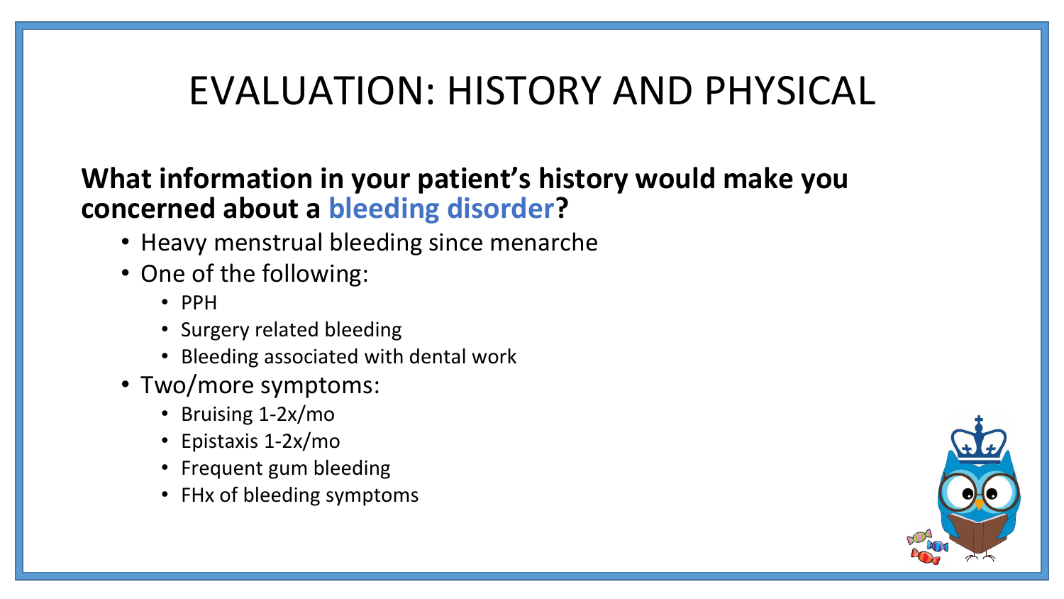# EVALUATION: HISTORY AND PHYSICAL

**What information in your patient's history would make you concerned about a bleeding disorder?**

- Heavy menstrual bleeding since menarche
- One of the following:
  - PPH
  - Surgery related bleeding
  - Bleeding associated with dental work
- Two/more symptoms:
  - Bruising 1-2x/mo
  - Epistaxis 1-2x/mo
  - Frequent gum bleeding
  - FHx of bleeding symptoms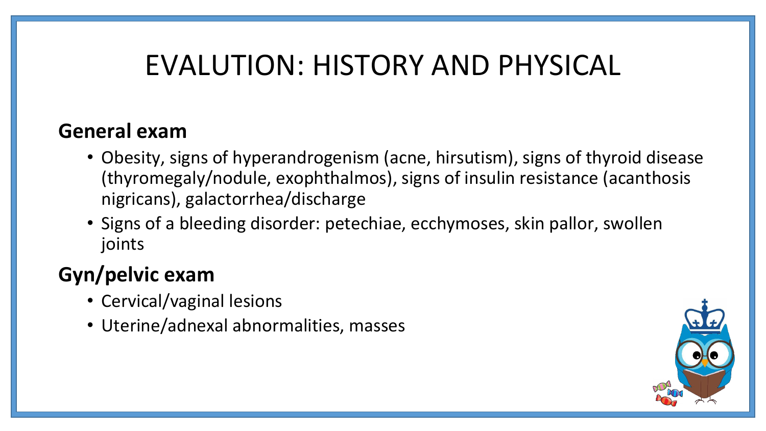# EVALUTION: HISTORY AND PHYSICAL

**General exam**

- Obesity, signs of hyperandrogenism (acne, hirsutism), signs of thyroid disease (thyromegaly/nodule, exophthalmos), signs of insulin resistance (acanthosis nigricans), galactorrhea/discharge
- Signs of a bleeding disorder: petechiae, ecchymoses, skin pallor, swollen joints

**Gyn/pelvic exam**

- Cervical/vaginal lesions
- Uterine/adnexal abnormalities, masses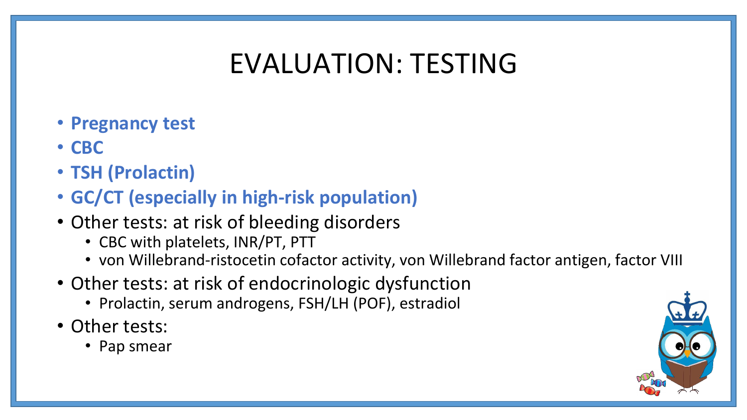# EVALUATION: TESTING

- **Pregnancy test**
- **CBC**
- **TSH (Prolactin)**
- **GC/CT (especially in high-risk population)**
- Other tests: at risk of bleeding disorders
  - CBC with platelets, INR/PT, PTT
  - von Willebrand-ristocetin cofactor activity, von Willebrand factor antigen, factor VIII
- Other tests: at risk of endocrinologic dysfunction
  - Prolactin, serum androgens, FSH/LH (POF), estradiol
- Other tests:
  - Pap smear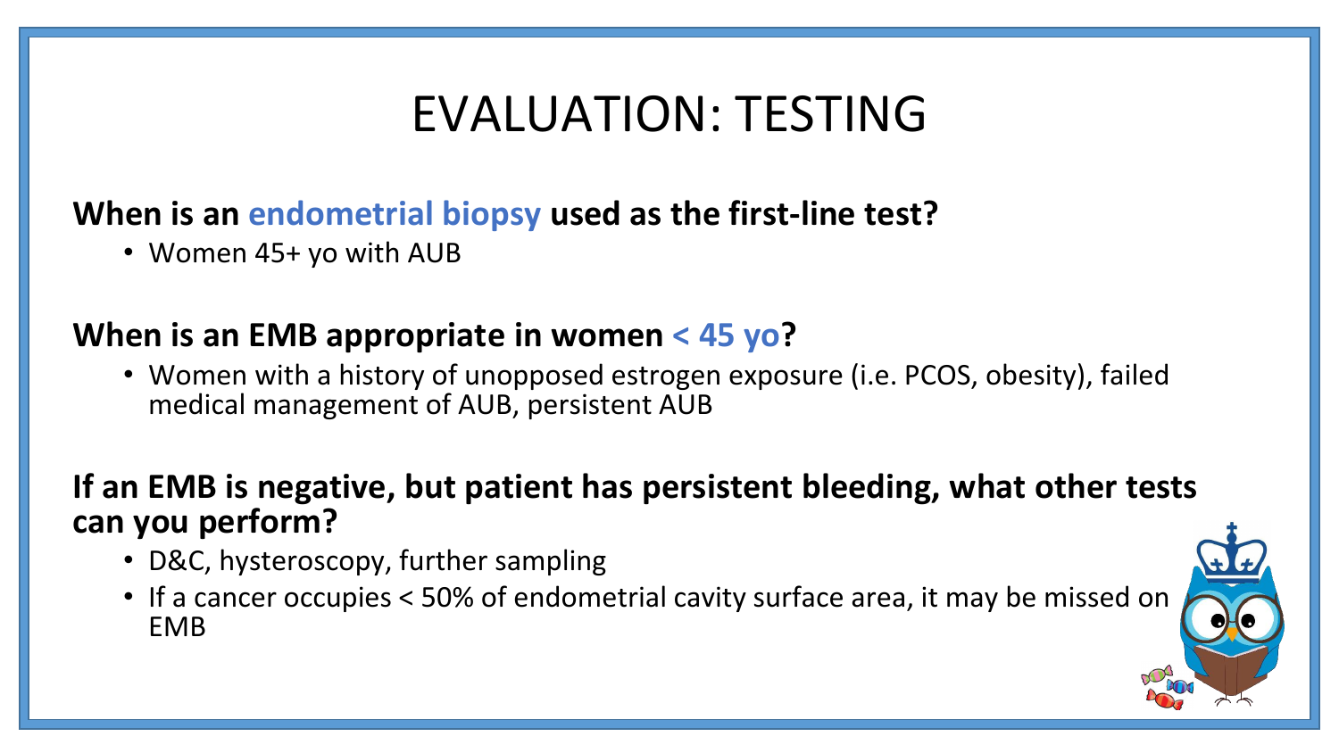# EVALUATION: TESTING

**When is an endometrial biopsy used as the first-line test?**

- Women 45+ yo with AUB

**When is an EMB appropriate in women < 45 yo?**

- Women with a history of unopposed estrogen exposure (i.e. PCOS, obesity), failed medical management of AUB, persistent AUB

**If an EMB is negative, but patient has persistent bleeding, what other tests can you perform?**

- D&C, hysteroscopy, further sampling
- If a cancer occupies < 50% of endometrial cavity surface area, it may be missed on EMB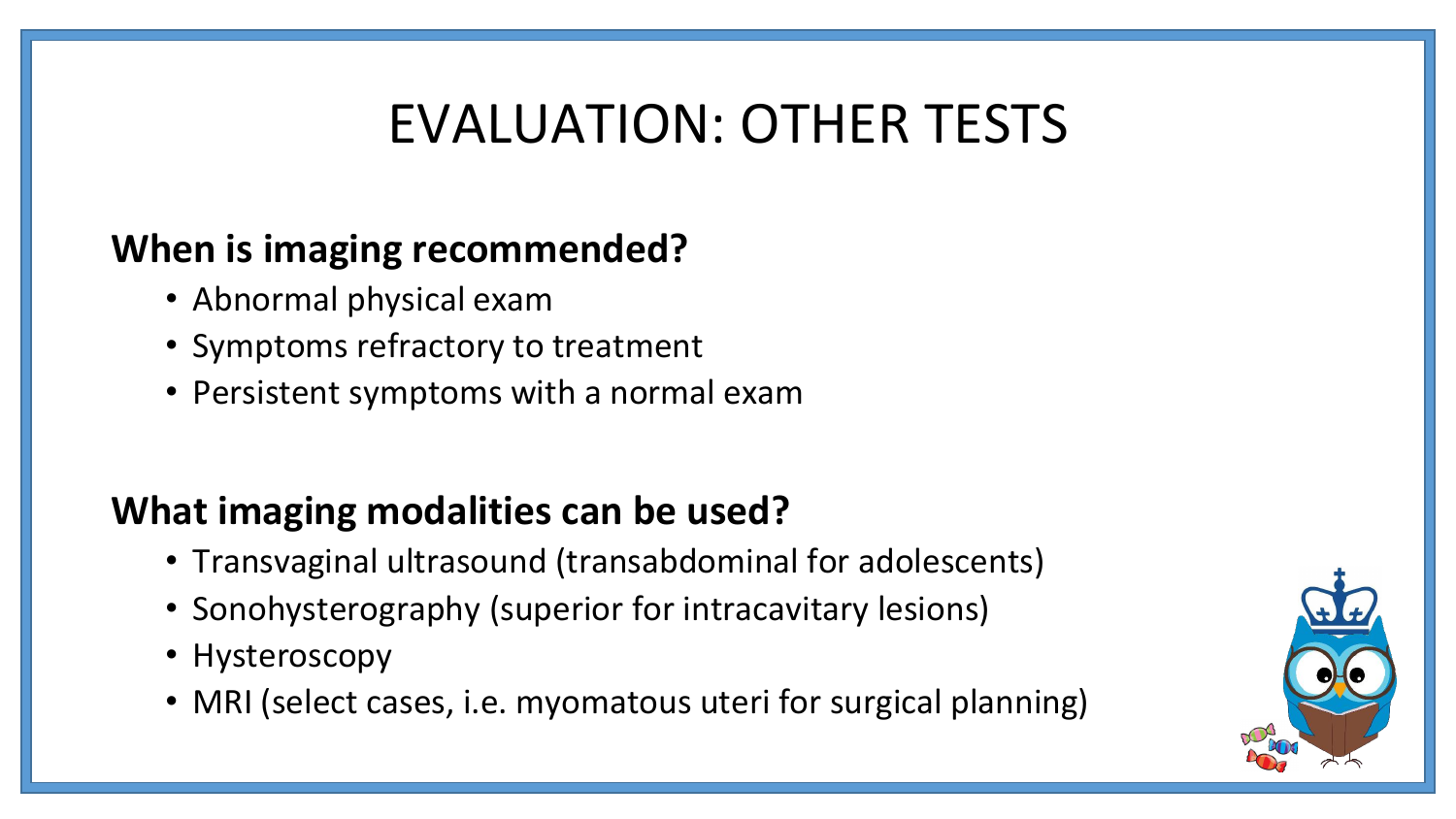# EVALUATION: OTHER TESTS

**When is imaging recommended?**

- Abnormal physical exam
- Symptoms refractory to treatment
- Persistent symptoms with a normal exam

**What imaging modalities can be used?**

- Transvaginal ultrasound (transabdominal for adolescents)
- Sonohysterography (superior for intracavitary lesions)
- Hysteroscopy
- MRI (select cases, i.e. myomatous uteri for surgical planning)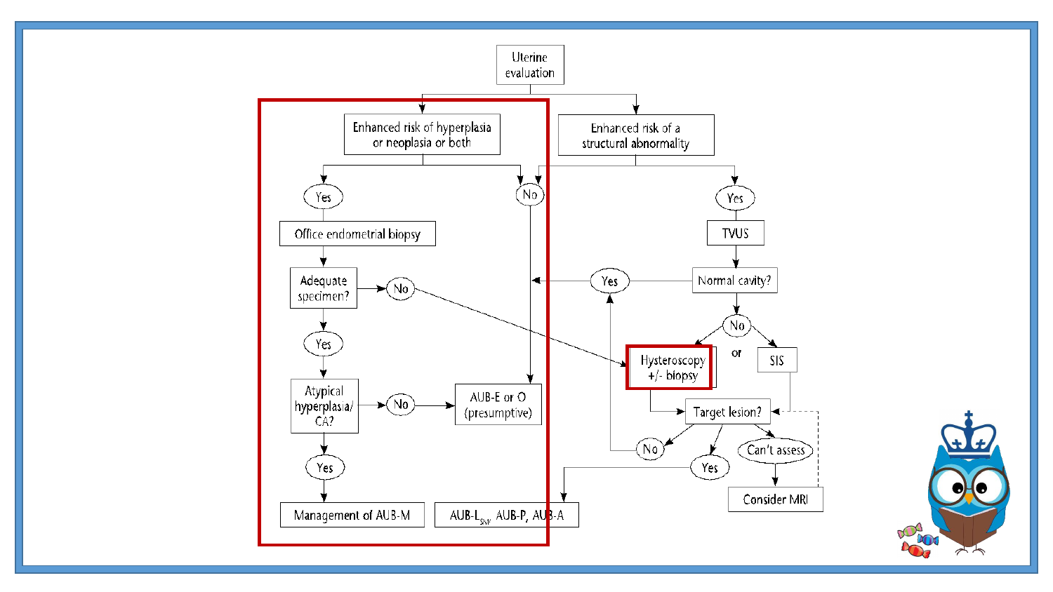Uterine evaluation

- Enhanced risk of hyperplasia or neoplasia or both
  - Yes → Office endometrial biopsy → Adequate specimen?
    - No → Hysteroscopy +/- biopsy
    - Yes → Atypical hyperplasia/CA?
      - No → AUB-E or O (presumptive)
      - Yes → Management of AUB-M
  - No → AUB-E or O (presumptive)

- Enhanced risk of a structural abnormality
  - No → AUB-E or O (presumptive)
  - Yes → TVUS → Normal cavity?
    - Yes → AUB-E or O (presumptive)
    - No → Hysteroscopy +/- biopsy or SIS → Target lesion?
      - No → Yes (Normal cavity) → AUB-E or O (presumptive)
      - Yes → AUB-$L_{SM}$, AUB-P, AUB-A
      - Can't assess → Consider MRI → Target lesion?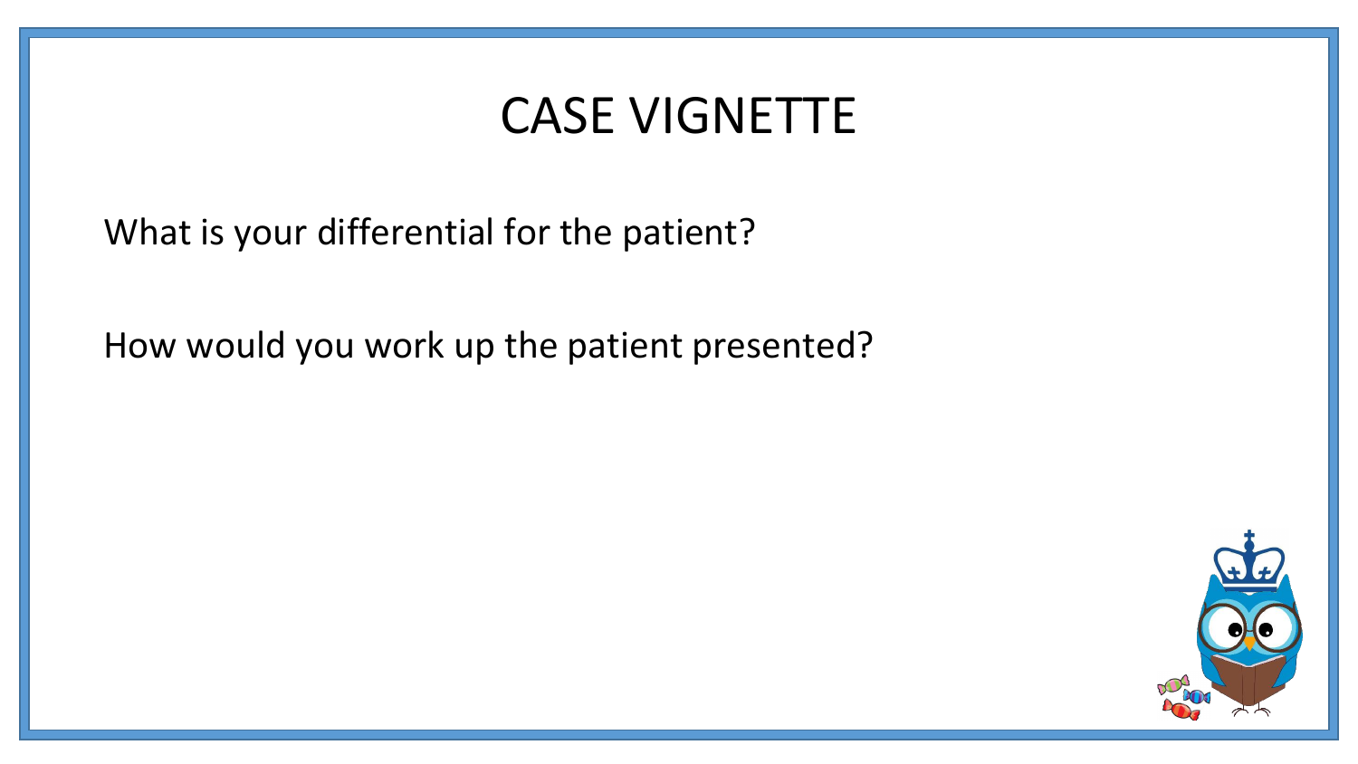# CASE VIGNETTE

What is your differential for the patient?

How would you work up the patient presented?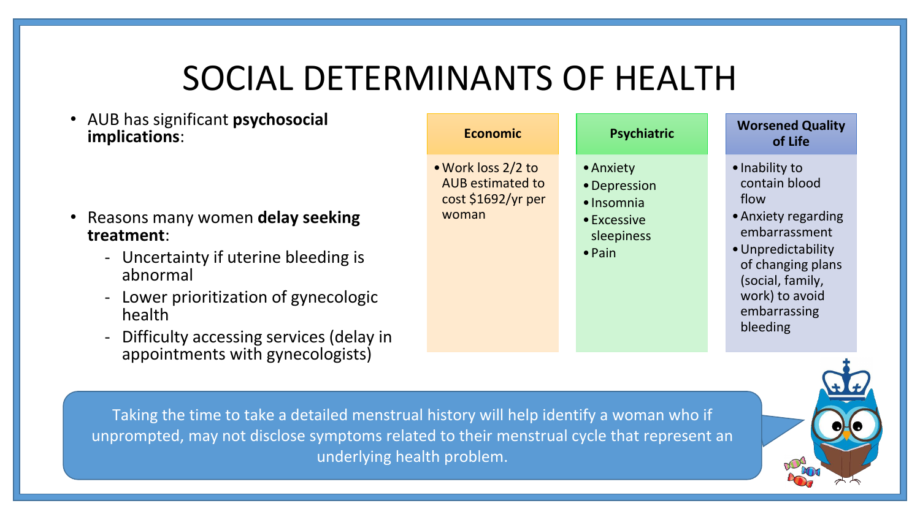# SOCIAL DETERMINANTS OF HEALTH

- AUB has significant **psychosocial implications**:

| Economic | Psychiatric | Worsened Quality of Life |
| --- | --- | --- |
| • Work loss 2/2 to AUB estimated to cost $1692/yr per woman | • Anxiety<br>• Depression<br>• Insomnia<br>• Excessive sleepiness<br>• Pain | • Inability to contain blood flow<br>• Anxiety regarding embarrassment<br>• Unpredictability of changing plans (social, family, work) to avoid embarrassing bleeding |

- Reasons many women **delay seeking treatment**:
  - Uncertainty if uterine bleeding is abnormal
  - Lower prioritization of gynecologic health
  - Difficulty accessing services (delay in appointments with gynecologists)

Taking the time to take a detailed menstrual history will help identify a woman who if unprompted, may not disclose symptoms related to their menstrual cycle that represent an underlying health problem.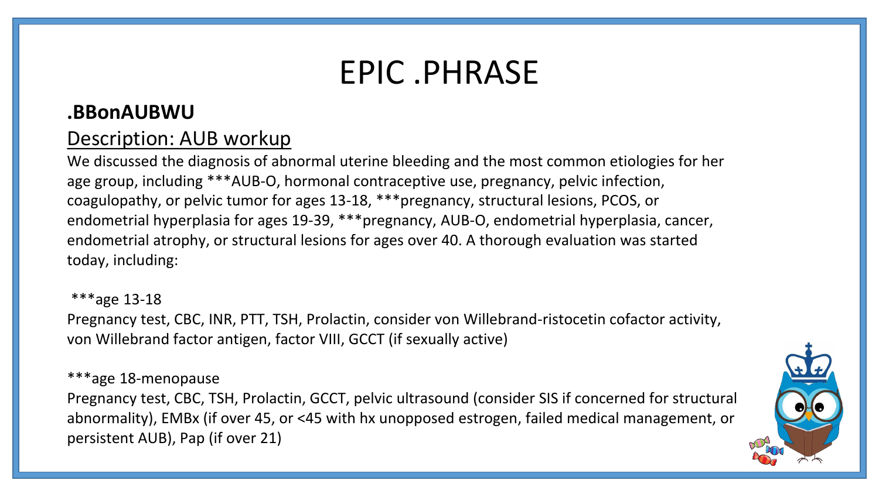# EPIC .PHRASE

## .BBonAUBWU

Description: AUB workup

We discussed the diagnosis of abnormal uterine bleeding and the most common etiologies for her age group, including ***AUB-O, hormonal contraceptive use, pregnancy, pelvic infection, coagulopathy, or pelvic tumor for ages 13-18, ***pregnancy, structural lesions, PCOS, or endometrial hyperplasia for ages 19-39, ***pregnancy, AUB-O, endometrial hyperplasia, cancer, endometrial atrophy, or structural lesions for ages over 40. A thorough evaluation was started today, including:

***age 13-18
Pregnancy test, CBC, INR, PTT, TSH, Prolactin, consider von Willebrand-ristocetin cofactor activity, von Willebrand factor antigen, factor VIII, GCCT (if sexually active)

***age 18-menopause
Pregnancy test, CBC, TSH, Prolactin, GCCT, pelvic ultrasound (consider SIS if concerned for structural abnormality), EMBx (if over 45, or <45 with hx unopposed estrogen, failed medical management, or persistent AUB), Pap (if over 21)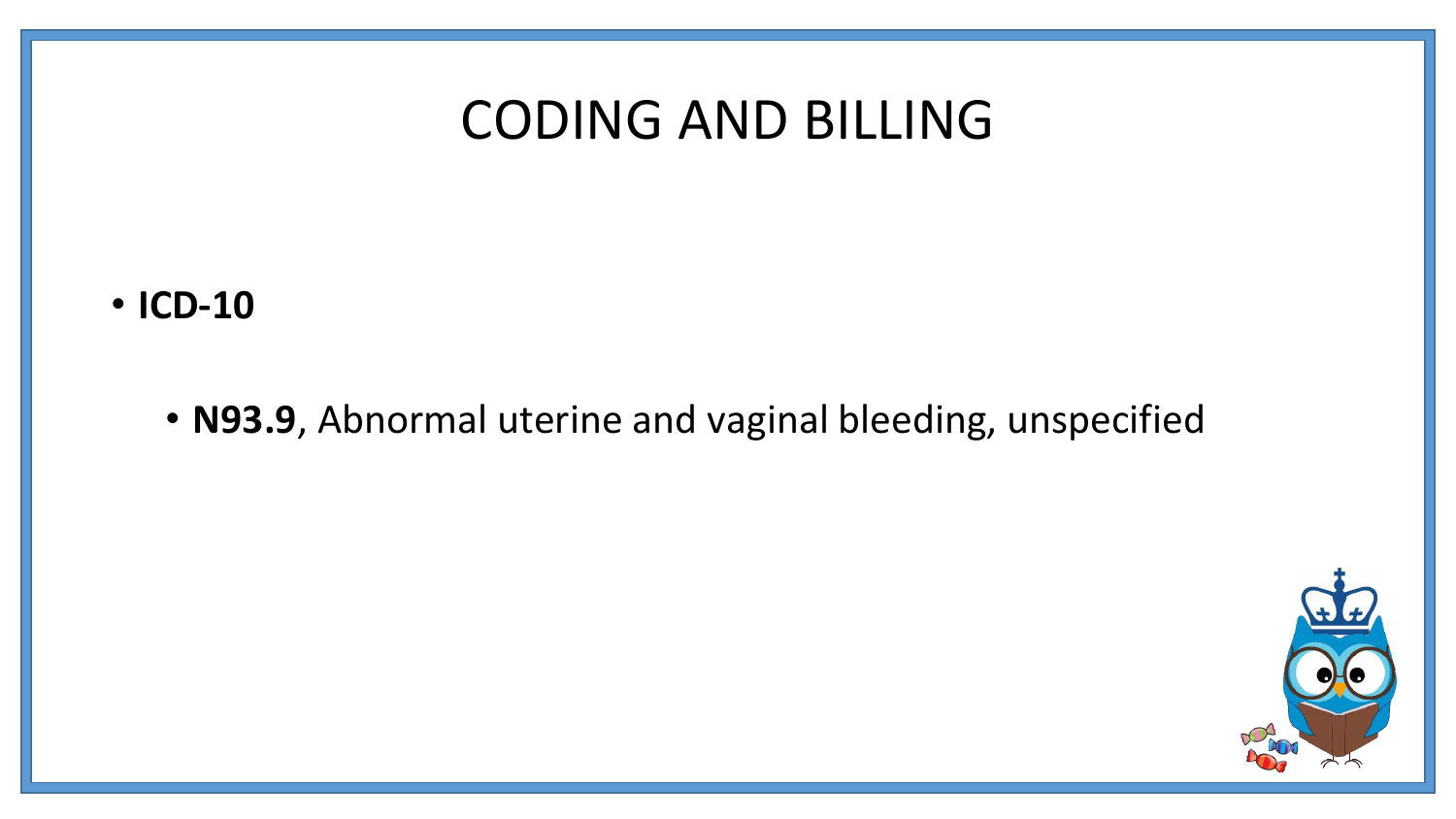# CODING AND BILLING

- **ICD-10**
  - **N93.9**, Abnormal uterine and vaginal bleeding, unspecified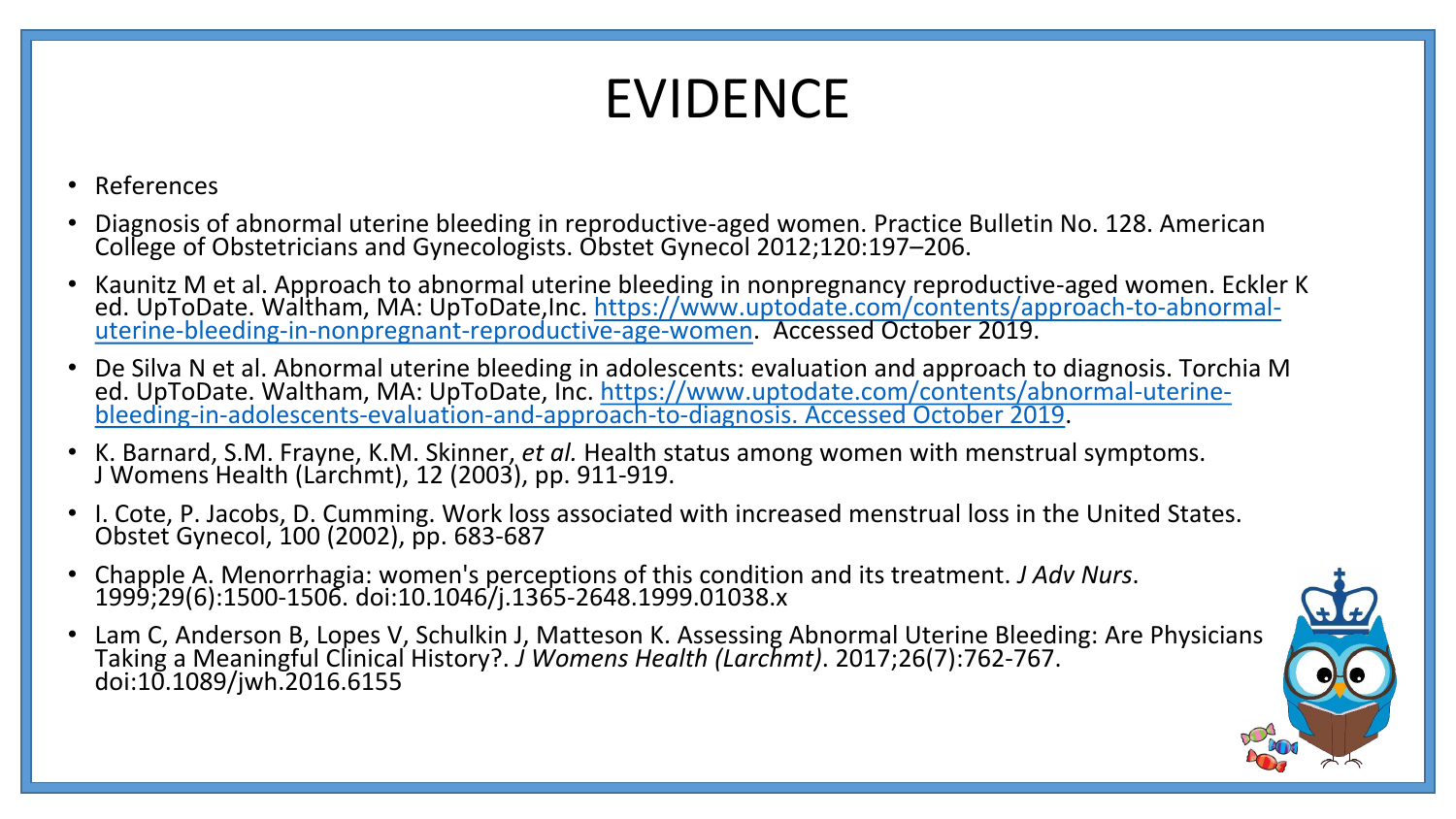# EVIDENCE

- References
- Diagnosis of abnormal uterine bleeding in reproductive-aged women. Practice Bulletin No. 128. American College of Obstetricians and Gynecologists. Obstet Gynecol 2012;120:197–206.
- Kaunitz M et al. Approach to abnormal uterine bleeding in nonpregnancy reproductive-aged women. Eckler K ed. UpToDate. Waltham, MA: UpToDate,Inc. [https://www.uptodate.com/contents/approach-to-abnormal-uterine-bleeding-in-nonpregnant-reproductive-age-women](https://www.uptodate.com/contents/approach-to-abnormal-uterine-bleeding-in-nonpregnant-reproductive-age-women). Accessed October 2019.
- De Silva N et al. Abnormal uterine bleeding in adolescents: evaluation and approach to diagnosis. Torchia M ed. UpToDate. Waltham, MA: UpToDate, Inc. [https://www.uptodate.com/contents/abnormal-uterine-bleeding-in-adolescents-evaluation-and-approach-to-diagnosis. Accessed October 2019](https://www.uptodate.com/contents/abnormal-uterine-bleeding-in-adolescents-evaluation-and-approach-to-diagnosis).
- K. Barnard, S.M. Frayne, K.M. Skinner, *et al.* Health status among women with menstrual symptoms. J Womens Health (Larchmt), 12 (2003), pp. 911-919.
- I. Cote, P. Jacobs, D. Cumming. Work loss associated with increased menstrual loss in the United States. Obstet Gynecol, 100 (2002), pp. 683-687
- Chapple A. Menorrhagia: women's perceptions of this condition and its treatment. *J Adv Nurs*. 1999;29(6):1500-1506. doi:10.1046/j.1365-2648.1999.01038.x
- Lam C, Anderson B, Lopes V, Schulkin J, Matteson K. Assessing Abnormal Uterine Bleeding: Are Physicians Taking a Meaningful Clinical History?. *J Womens Health (Larchmt)*. 2017;26(7):762-767. doi:10.1089/jwh.2016.6155